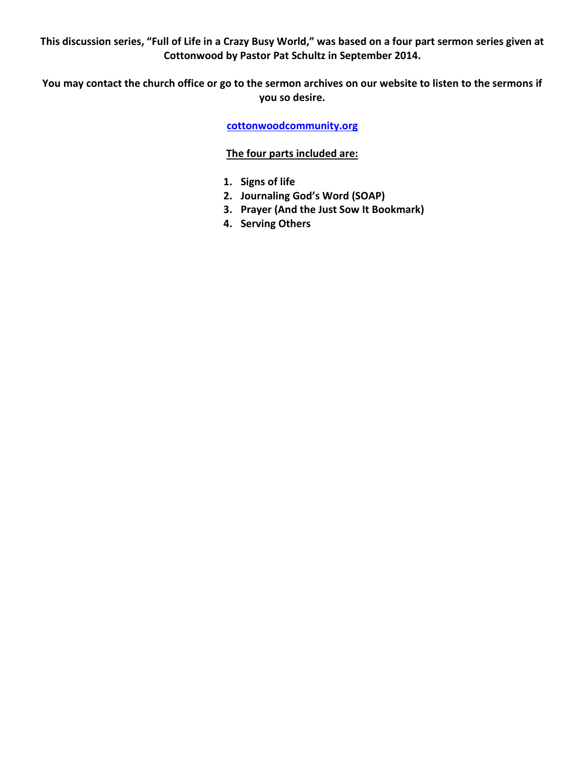**This discussion series, "Full of Life in a Crazy Busy World," was based on a four part sermon series given at Cottonwood by Pastor Pat Schultz in September 2014.**

**You may contact the church office or go to the sermon archives on our website to listen to the sermons if you so desire.**

**[cottonwoodcommunity.org](cottonwoodcommunity.org)**

**The four parts included are:**

1. **Signs of life**
2. **Journaling God's Word (SOAP)**
3. **Prayer (And the Just Sow It Bookmark)**
4. **Serving Others**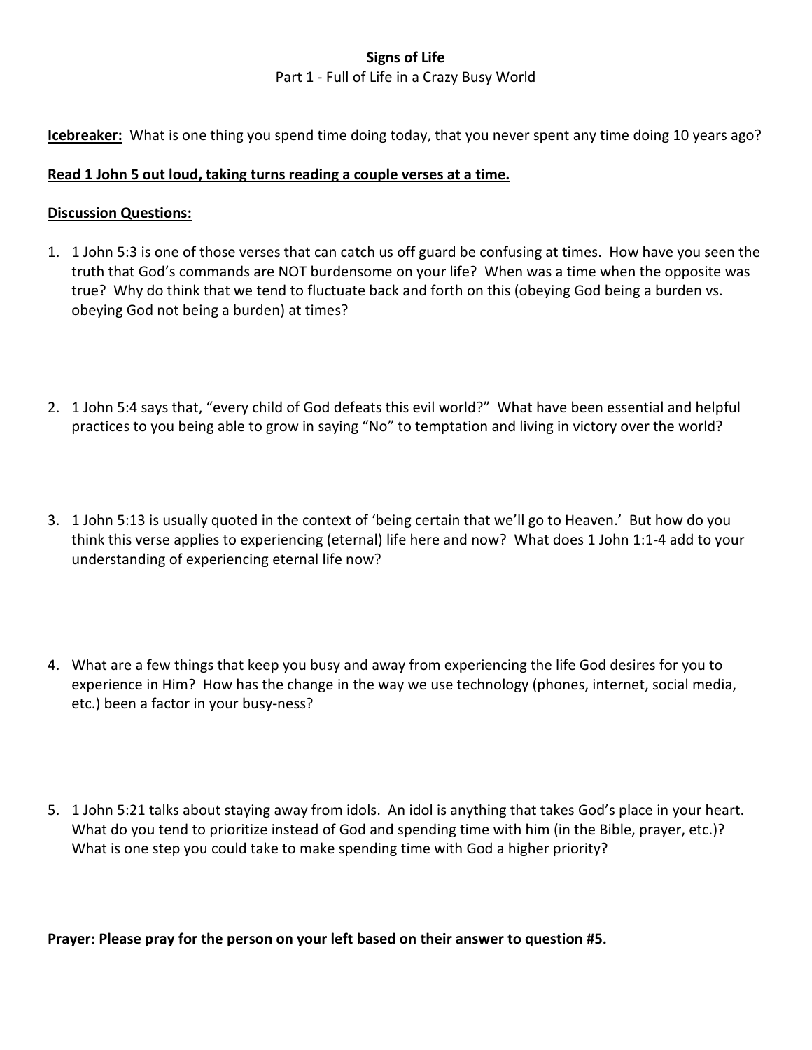**Signs of Life**

Part 1 - Full of Life in a Crazy Busy World

**Icebreaker:** What is one thing you spend time doing today, that you never spent any time doing 10 years ago?

**Read 1 John 5 out loud, taking turns reading a couple verses at a time.**

**Discussion Questions:**

1. 1 John 5:3 is one of those verses that can catch us off guard be confusing at times. How have you seen the truth that God's commands are NOT burdensome on your life? When was a time when the opposite was true? Why do think that we tend to fluctuate back and forth on this (obeying God being a burden vs. obeying God not being a burden) at times?

2. 1 John 5:4 says that, "every child of God defeats this evil world?" What have been essential and helpful practices to you being able to grow in saying "No" to temptation and living in victory over the world?

3. 1 John 5:13 is usually quoted in the context of 'being certain that we'll go to Heaven.' But how do you think this verse applies to experiencing (eternal) life here and now? What does 1 John 1:1-4 add to your understanding of experiencing eternal life now?

4. What are a few things that keep you busy and away from experiencing the life God desires for you to experience in Him? How has the change in the way we use technology (phones, internet, social media, etc.) been a factor in your busy-ness?

5. 1 John 5:21 talks about staying away from idols. An idol is anything that takes God's place in your heart. What do you tend to prioritize instead of God and spending time with him (in the Bible, prayer, etc.)? What is one step you could take to make spending time with God a higher priority?

**Prayer: Please pray for the person on your left based on their answer to question #5.**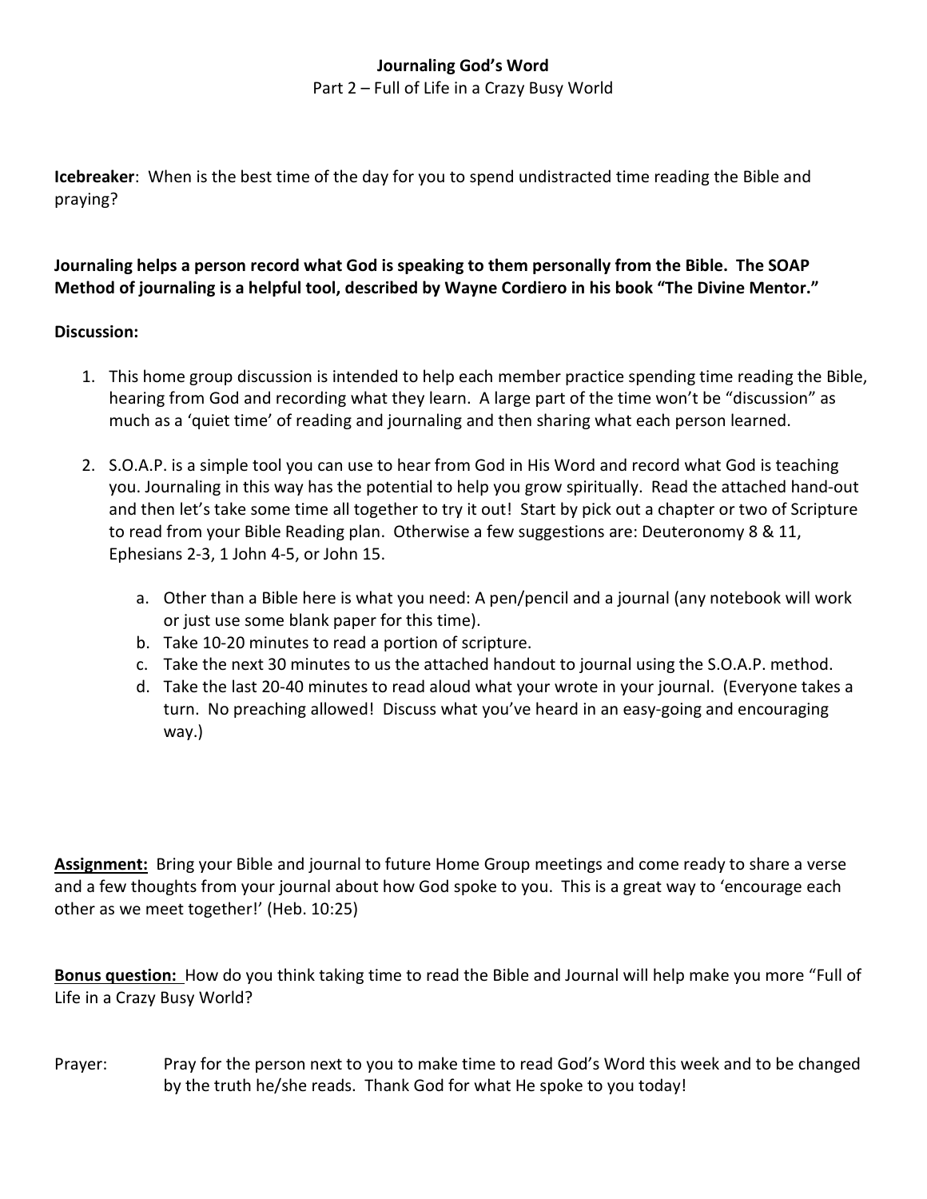**Journaling God's Word**

Part 2 – Full of Life in a Crazy Busy World

**Icebreaker**: When is the best time of the day for you to spend undistracted time reading the Bible and praying?

**Journaling helps a person record what God is speaking to them personally from the Bible. The SOAP Method of journaling is a helpful tool, described by Wayne Cordiero in his book "The Divine Mentor."**

**Discussion:**

1. This home group discussion is intended to help each member practice spending time reading the Bible, hearing from God and recording what they learn. A large part of the time won't be "discussion" as much as a 'quiet time' of reading and journaling and then sharing what each person learned.

2. S.O.A.P. is a simple tool you can use to hear from God in His Word and record what God is teaching you. Journaling in this way has the potential to help you grow spiritually. Read the attached hand-out and then let's take some time all together to try it out! Start by pick out a chapter or two of Scripture to read from your Bible Reading plan. Otherwise a few suggestions are: Deuteronomy 8 & 11, Ephesians 2-3, 1 John 4-5, or John 15.

    a. Other than a Bible here is what you need: A pen/pencil and a journal (any notebook will work or just use some blank paper for this time).
    b. Take 10-20 minutes to read a portion of scripture.
    c. Take the next 30 minutes to us the attached handout to journal using the S.O.A.P. method.
    d. Take the last 20-40 minutes to read aloud what your wrote in your journal. (Everyone takes a turn. No preaching allowed! Discuss what you've heard in an easy-going and encouraging way.)

**Assignment:** Bring your Bible and journal to future Home Group meetings and come ready to share a verse and a few thoughts from your journal about how God spoke to you. This is a great way to 'encourage each other as we meet together!' (Heb. 10:25)

**Bonus question:** How do you think taking time to read the Bible and Journal will help make you more "Full of Life in a Crazy Busy World?

Prayer: Pray for the person next to you to make time to read God's Word this week and to be changed by the truth he/she reads. Thank God for what He spoke to you today!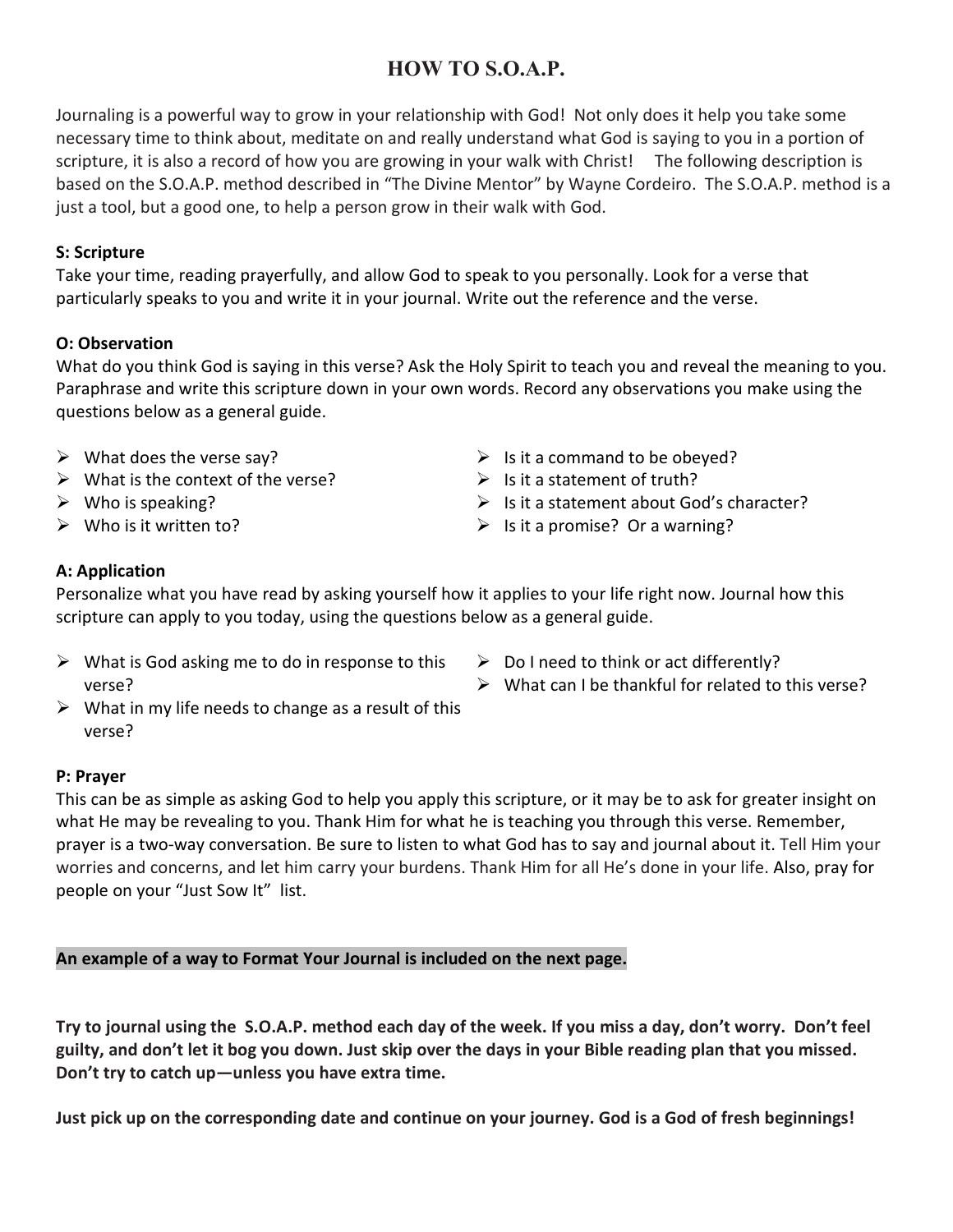# HOW TO S.O.A.P.

Journaling is a powerful way to grow in your relationship with God! Not only does it help you take some necessary time to think about, meditate on and really understand what God is saying to you in a portion of scripture, it is also a record of how you are growing in your walk with Christ! The following description is based on the S.O.A.P. method described in "The Divine Mentor" by Wayne Cordeiro. The S.O.A.P. method is a just a tool, but a good one, to help a person grow in their walk with God.

**S: Scripture**

Take your time, reading prayerfully, and allow God to speak to you personally. Look for a verse that particularly speaks to you and write it in your journal. Write out the reference and the verse.

**O: Observation**

What do you think God is saying in this verse? Ask the Holy Spirit to teach you and reveal the meaning to you. Paraphrase and write this scripture down in your own words. Record any observations you make using the questions below as a general guide.

- What does the verse say?
- What is the context of the verse?
- Who is speaking?
- Who is it written to?
- Is it a command to be obeyed?
- Is it a statement of truth?
- Is it a statement about God's character?
- Is it a promise? Or a warning?

**A: Application**

Personalize what you have read by asking yourself how it applies to your life right now. Journal how this scripture can apply to you today, using the questions below as a general guide.

- What is God asking me to do in response to this verse?
- What in my life needs to change as a result of this verse?
- Do I need to think or act differently?
- What can I be thankful for related to this verse?

**P: Prayer**

This can be as simple as asking God to help you apply this scripture, or it may be to ask for greater insight on what He may be revealing to you. Thank Him for what he is teaching you through this verse. Remember, prayer is a two-way conversation. Be sure to listen to what God has to say and journal about it. Tell Him your worries and concerns, and let him carry your burdens. Thank Him for all He's done in your life. Also, pray for people on your "Just Sow It" list.

**An example of a way to Format Your Journal is included on the next page.**

**Try to journal using the S.O.A.P. method each day of the week. If you miss a day, don't worry. Don't feel guilty, and don't let it bog you down. Just skip over the days in your Bible reading plan that you missed. Don't try to catch up—unless you have extra time.**

**Just pick up on the corresponding date and continue on your journey. God is a God of fresh beginnings!**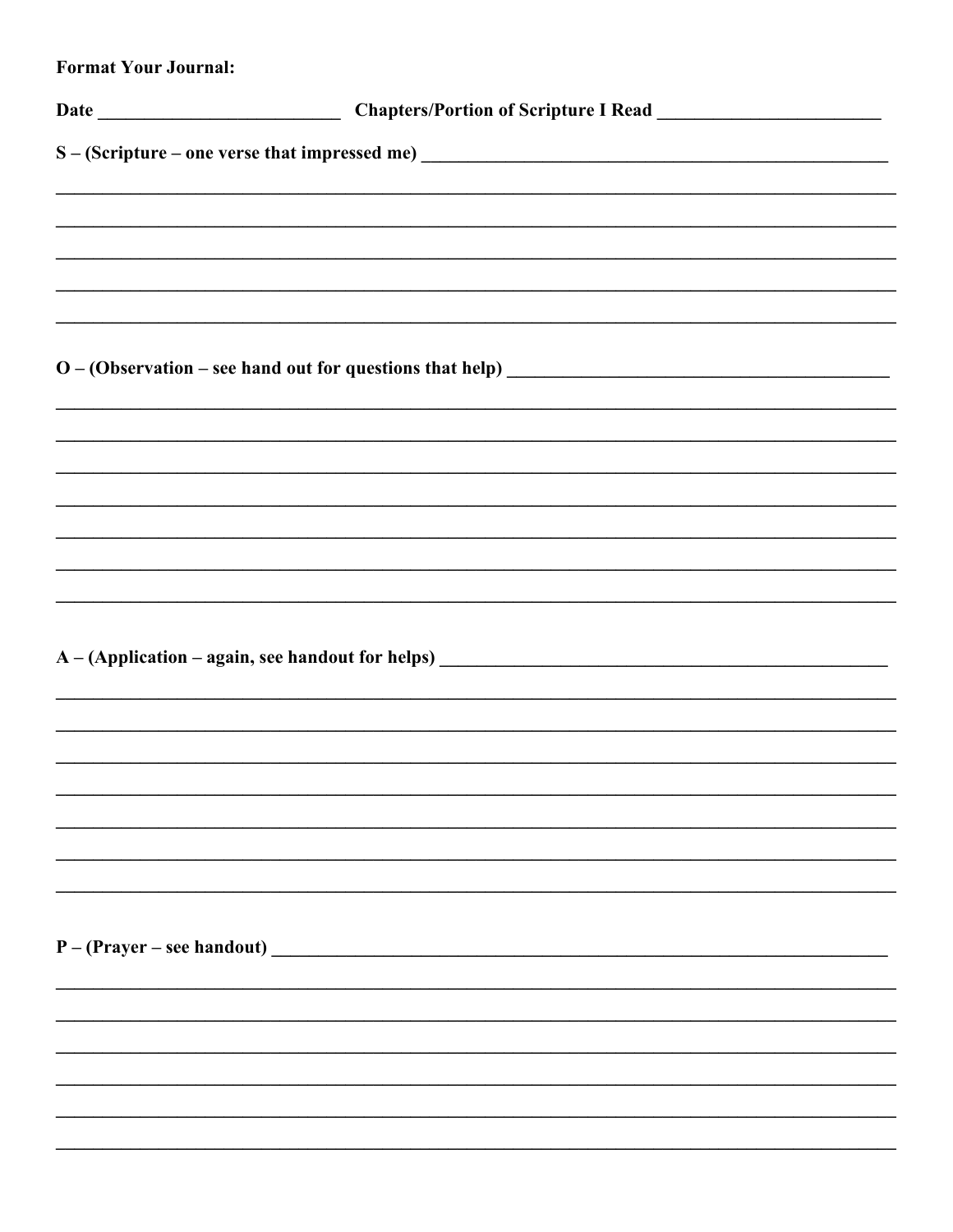**Format Your Journal:**

**Date** ___________________________ **Chapters/Portion of Scripture I Read** _________________________

**S – (Scripture – one verse that impressed me)** ___________________________________________________

______________________________________________________________________________________________

______________________________________________________________________________________________

______________________________________________________________________________________________

______________________________________________________________________________________________

______________________________________________________________________________________________

**O – (Observation – see hand out for questions that help)** __________________________________________

______________________________________________________________________________________________

______________________________________________________________________________________________

______________________________________________________________________________________________

______________________________________________________________________________________________

______________________________________________________________________________________________

______________________________________________________________________________________________

______________________________________________________________________________________________

**A – (Application – again, see handout for helps)** ________________________________________________

______________________________________________________________________________________________

______________________________________________________________________________________________

______________________________________________________________________________________________

______________________________________________________________________________________________

______________________________________________________________________________________________

______________________________________________________________________________________________

______________________________________________________________________________________________

**P – (Prayer – see handout)** ________________________________________________________________

______________________________________________________________________________________________

______________________________________________________________________________________________

______________________________________________________________________________________________

______________________________________________________________________________________________

______________________________________________________________________________________________

______________________________________________________________________________________________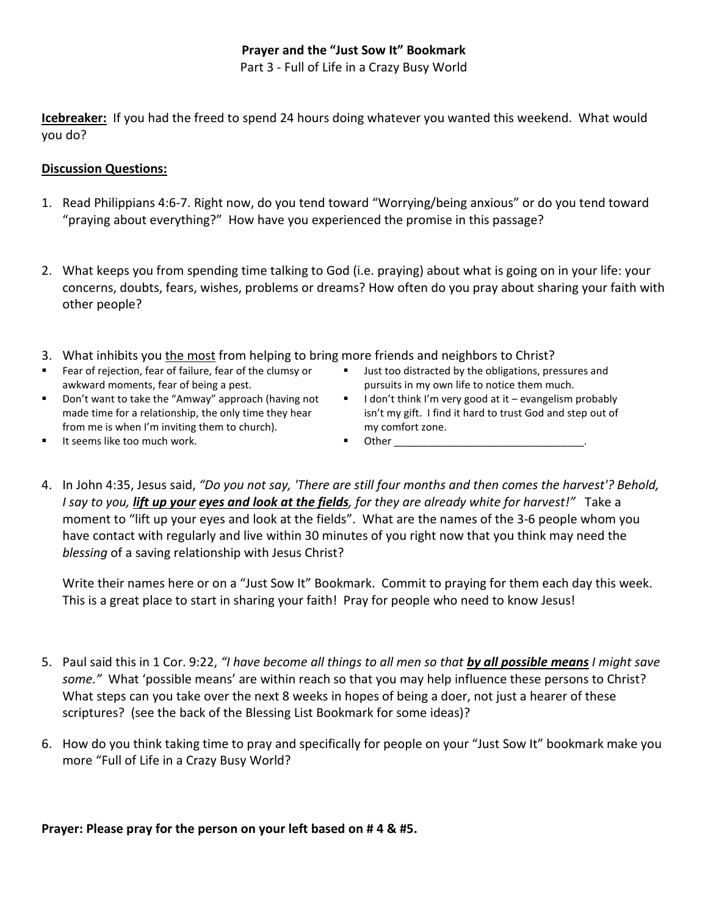**Prayer and the "Just Sow It" Bookmark**
Part 3 - Full of Life in a Crazy Busy World

**<u>Icebreaker:</u>** If you had the freed to spend 24 hours doing whatever you wanted this weekend. What would you do?

**<u>Discussion Questions:</u>**

1. Read Philippians 4:6-7. Right now, do you tend toward "Worrying/being anxious" or do you tend toward "praying about everything?" How have you experienced the promise in this passage?

2. What keeps you from spending time talking to God (i.e. praying) about what is going on in your life: your concerns, doubts, fears, wishes, problems or dreams? How often do you pray about sharing your faith with other people?

3. What inhibits you <u>the most</u> from helping to bring more friends and neighbors to Christ?
   - Fear of rejection, fear of failure, fear of the clumsy or awkward moments, fear of being a pest.
   - Don't want to take the "Amway" approach (having not made time for a relationship, the only time they hear from me is when I'm inviting them to church).
   - It seems like too much work.
   - Just too distracted by the obligations, pressures and pursuits in my own life to notice them much.
   - I don't think I'm very good at it – evangelism probably isn't my gift. I find it hard to trust God and step out of my comfort zone.
   - Other \_\_\_\_\_\_\_\_\_\_\_\_\_\_\_\_\_\_\_\_\_\_\_\_\_\_\_\_\_\_\_\_\_\_.

4. In John 4:35, Jesus said, *"Do you not say, 'There are still four months and then comes the harvest'? Behold, I say to you, **<u>lift up your eyes and look at the fields</u>**, for they are already white for harvest!"* Take a moment to "lift up your eyes and look at the fields". What are the names of the 3-6 people whom you have contact with regularly and live within 30 minutes of you right now that you think may need the *blessing* of a saving relationship with Jesus Christ?

   Write their names here or on a "Just Sow It" Bookmark. Commit to praying for them each day this week. This is a great place to start in sharing your faith! Pray for people who need to know Jesus!

5. Paul said this in 1 Cor. 9:22, *"I have become all things to all men so that **<u>by all possible means</u>** I might save some."* What 'possible means' are within reach so that you may help influence these persons to Christ? What steps can you take over the next 8 weeks in hopes of being a doer, not just a hearer of these scriptures? (see the back of the Blessing List Bookmark for some ideas)?

6. How do you think taking time to pray and specifically for people on your "Just Sow It" bookmark make you more "Full of Life in a Crazy Busy World?

**Prayer: Please pray for the person on your left based on # 4 & #5.**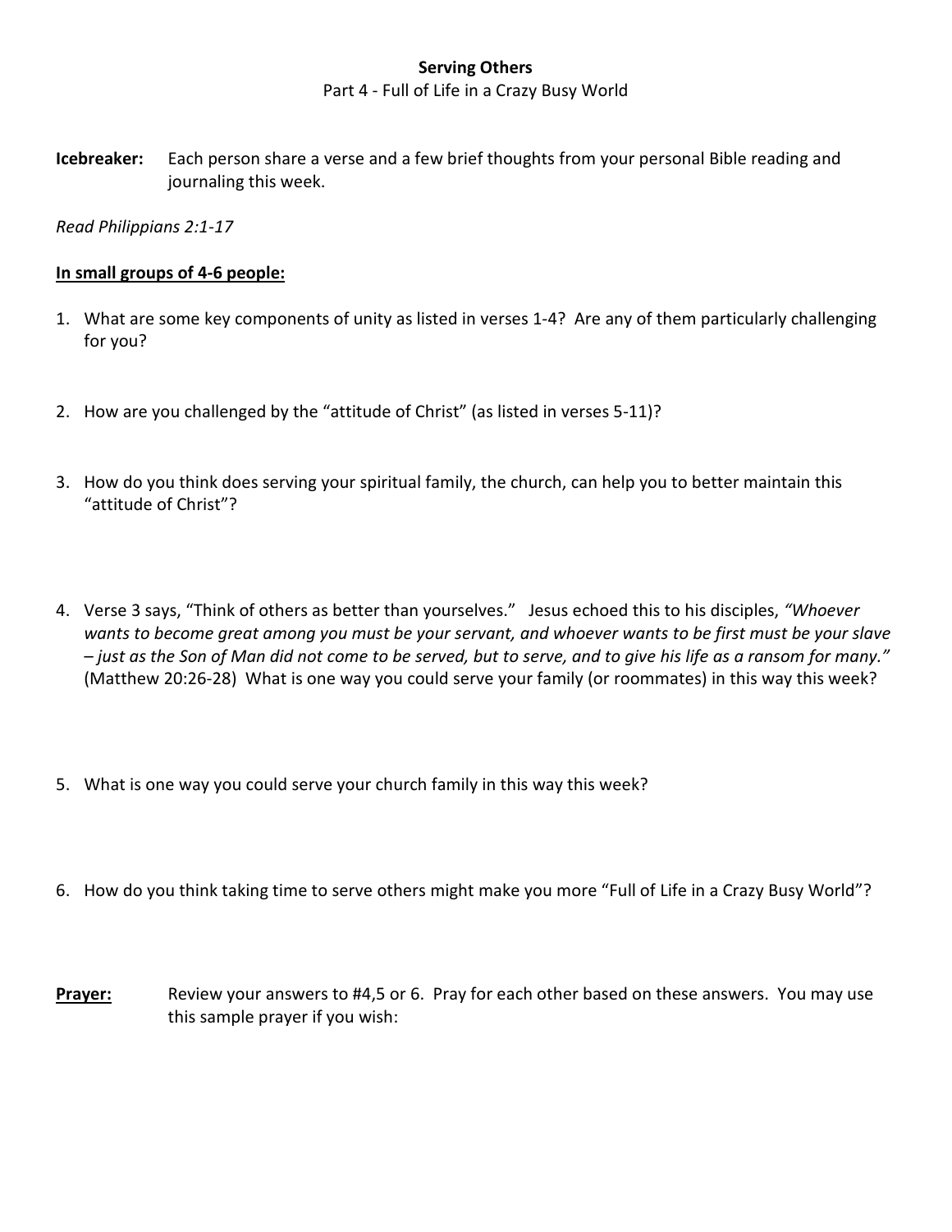**Serving Others**

Part 4 - Full of Life in a Crazy Busy World

**Icebreaker:** Each person share a verse and a few brief thoughts from your personal Bible reading and journaling this week.

*Read Philippians 2:1-17*

**In small groups of 4-6 people:**

1. What are some key components of unity as listed in verses 1-4? Are any of them particularly challenging for you?

2. How are you challenged by the "attitude of Christ" (as listed in verses 5-11)?

3. How do you think does serving your spiritual family, the church, can help you to better maintain this "attitude of Christ"?

4. Verse 3 says, "Think of others as better than yourselves." Jesus echoed this to his disciples, *"Whoever wants to become great among you must be your servant, and whoever wants to be first must be your slave – just as the Son of Man did not come to be served, but to serve, and to give his life as a ransom for many."* (Matthew 20:26-28) What is one way you could serve your family (or roommates) in this way this week?

5. What is one way you could serve your church family in this way this week?

6. How do you think taking time to serve others might make you more "Full of Life in a Crazy Busy World"?

**Prayer:** Review your answers to #4,5 or 6. Pray for each other based on these answers. You may use this sample prayer if you wish: